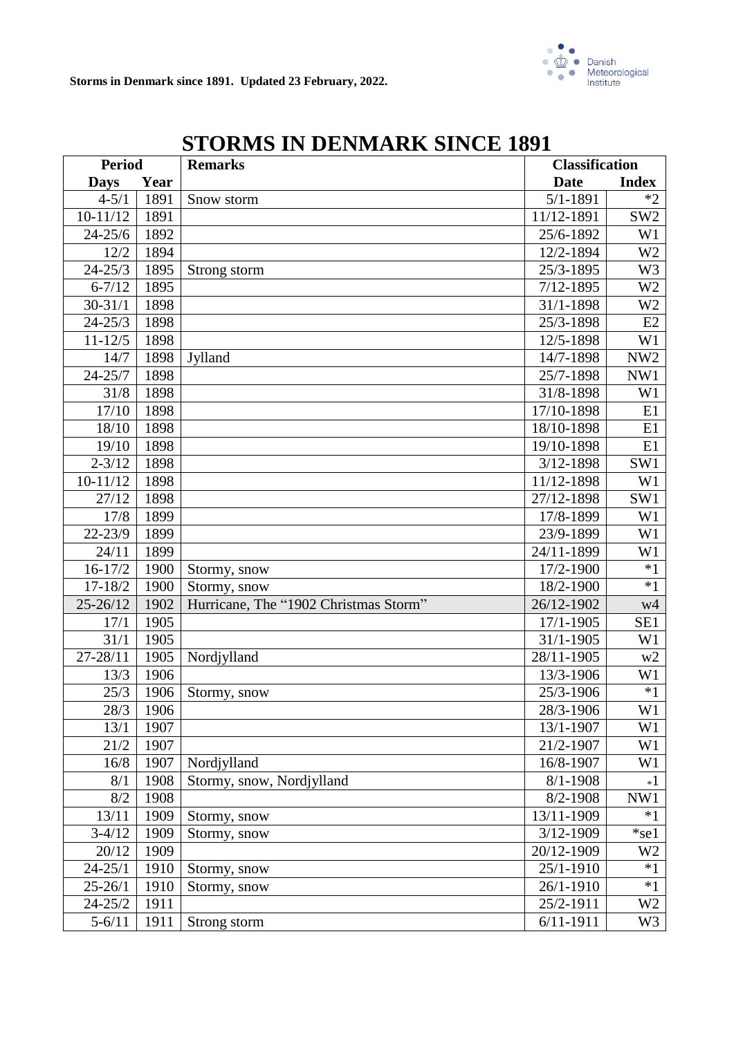# STORMS IN DENMARK SINCE 1891

| Period | | Remarks | Classification | |
|---|---|---|---|---|
| Days | Year | | Date | Index |
| 4-5/1 | 1891 | Snow storm | 5/1-1891 | *2 |
| 10-11/12 | 1891 | | 11/12-1891 | SW2 |
| 24-25/6 | 1892 | | 25/6-1892 | W1 |
| 12/2 | 1894 | | 12/2-1894 | W2 |
| 24-25/3 | 1895 | Strong storm | 25/3-1895 | W3 |
| 6-7/12 | 1895 | | 7/12-1895 | W2 |
| 30-31/1 | 1898 | | 31/1-1898 | W2 |
| 24-25/3 | 1898 | | 25/3-1898 | E2 |
| 11-12/5 | 1898 | | 12/5-1898 | W1 |
| 14/7 | 1898 | Jylland | 14/7-1898 | NW2 |
| 24-25/7 | 1898 | | 25/7-1898 | NW1 |
| 31/8 | 1898 | | 31/8-1898 | W1 |
| 17/10 | 1898 | | 17/10-1898 | E1 |
| 18/10 | 1898 | | 18/10-1898 | E1 |
| 19/10 | 1898 | | 19/10-1898 | E1 |
| 2-3/12 | 1898 | | 3/12-1898 | SW1 |
| 10-11/12 | 1898 | | 11/12-1898 | W1 |
| 27/12 | 1898 | | 27/12-1898 | SW1 |
| 17/8 | 1899 | | 17/8-1899 | W1 |
| 22-23/9 | 1899 | | 23/9-1899 | W1 |
| 24/11 | 1899 | | 24/11-1899 | W1 |
| 16-17/2 | 1900 | Stormy, snow | 17/2-1900 | *1 |
| 17-18/2 | 1900 | Stormy, snow | 18/2-1900 | *1 |
| 25-26/12 | 1902 | Hurricane, The "1902 Christmas Storm" | 26/12-1902 | w4 |
| 17/1 | 1905 | | 17/1-1905 | SE1 |
| 31/1 | 1905 | | 31/1-1905 | W1 |
| 27-28/11 | 1905 | Nordjylland | 28/11-1905 | w2 |
| 13/3 | 1906 | | 13/3-1906 | W1 |
| 25/3 | 1906 | Stormy, snow | 25/3-1906 | *1 |
| 28/3 | 1906 | | 28/3-1906 | W1 |
| 13/1 | 1907 | | 13/1-1907 | W1 |
| 21/2 | 1907 | | 21/2-1907 | W1 |
| 16/8 | 1907 | Nordjylland | 16/8-1907 | W1 |
| 8/1 | 1908 | Stormy, snow, Nordjylland | 8/1-1908 | *1 |
| 8/2 | 1908 | | 8/2-1908 | NW1 |
| 13/11 | 1909 | Stormy, snow | 13/11-1909 | *1 |
| 3-4/12 | 1909 | Stormy, snow | 3/12-1909 | *se1 |
| 20/12 | 1909 | | 20/12-1909 | W2 |
| 24-25/1 | 1910 | Stormy, snow | 25/1-1910 | *1 |
| 25-26/1 | 1910 | Stormy, snow | 26/1-1910 | *1 |
| 24-25/2 | 1911 | | 25/2-1911 | W2 |
| 5-6/11 | 1911 | Strong storm | 6/11-1911 | W3 |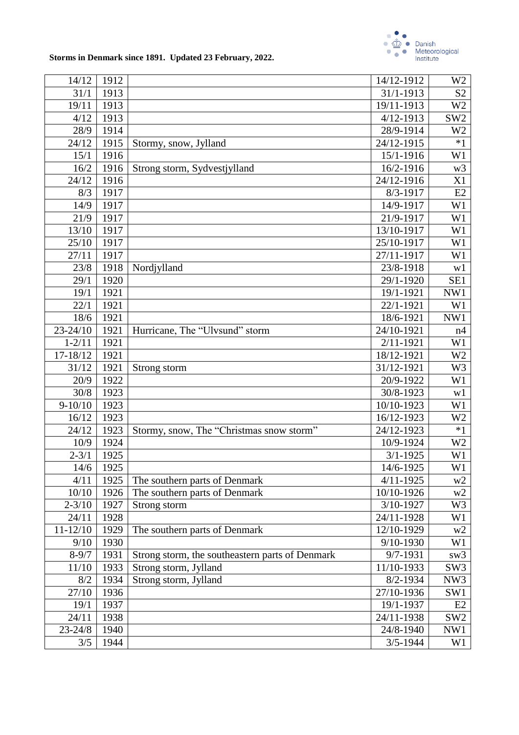**Storms in Denmark since 1891. Updated 23 February, 2022.**

| | | | | |
|---|---|---|---|---|
| 14/12 | 1912 | | 14/12-1912 | W2 |
| 31/1 | 1913 | | 31/1-1913 | S2 |
| 19/11 | 1913 | | 19/11-1913 | W2 |
| 4/12 | 1913 | | 4/12-1913 | SW2 |
| 28/9 | 1914 | | 28/9-1914 | W2 |
| 24/12 | 1915 | Stormy, snow, Jylland | 24/12-1915 | *1 |
| 15/1 | 1916 | | 15/1-1916 | W1 |
| 16/2 | 1916 | Strong storm, Sydvestjylland | 16/2-1916 | w3 |
| 24/12 | 1916 | | 24/12-1916 | X1 |
| 8/3 | 1917 | | 8/3-1917 | E2 |
| 14/9 | 1917 | | 14/9-1917 | W1 |
| 21/9 | 1917 | | 21/9-1917 | W1 |
| 13/10 | 1917 | | 13/10-1917 | W1 |
| 25/10 | 1917 | | 25/10-1917 | W1 |
| 27/11 | 1917 | | 27/11-1917 | W1 |
| 23/8 | 1918 | Nordjylland | 23/8-1918 | w1 |
| 29/1 | 1920 | | 29/1-1920 | SE1 |
| 19/1 | 1921 | | 19/1-1921 | NW1 |
| 22/1 | 1921 | | 22/1-1921 | W1 |
| 18/6 | 1921 | | 18/6-1921 | NW1 |
| 23-24/10 | 1921 | Hurricane, The "Ulvsund" storm | 24/10-1921 | n4 |
| 1-2/11 | 1921 | | 2/11-1921 | W1 |
| 17-18/12 | 1921 | | 18/12-1921 | W2 |
| 31/12 | 1921 | Strong storm | 31/12-1921 | W3 |
| 20/9 | 1922 | | 20/9-1922 | W1 |
| 30/8 | 1923 | | 30/8-1923 | w1 |
| 9-10/10 | 1923 | | 10/10-1923 | W1 |
| 16/12 | 1923 | | 16/12-1923 | W2 |
| 24/12 | 1923 | Stormy, snow, The "Christmas snow storm" | 24/12-1923 | *1 |
| 10/9 | 1924 | | 10/9-1924 | W2 |
| 2-3/1 | 1925 | | 3/1-1925 | W1 |
| 14/6 | 1925 | | 14/6-1925 | W1 |
| 4/11 | 1925 | The southern parts of Denmark | 4/11-1925 | w2 |
| 10/10 | 1926 | The southern parts of Denmark | 10/10-1926 | w2 |
| 2-3/10 | 1927 | Strong storm | 3/10-1927 | W3 |
| 24/11 | 1928 | | 24/11-1928 | W1 |
| 11-12/10 | 1929 | The southern parts of Denmark | 12/10-1929 | w2 |
| 9/10 | 1930 | | 9/10-1930 | W1 |
| 8-9/7 | 1931 | Strong storm, the southeastern parts of Denmark | 9/7-1931 | sw3 |
| 11/10 | 1933 | Strong storm, Jylland | 11/10-1933 | SW3 |
| 8/2 | 1934 | Strong storm, Jylland | 8/2-1934 | NW3 |
| 27/10 | 1936 | | 27/10-1936 | SW1 |
| 19/1 | 1937 | | 19/1-1937 | E2 |
| 24/11 | 1938 | | 24/11-1938 | SW2 |
| 23-24/8 | 1940 | | 24/8-1940 | NW1 |
| 3/5 | 1944 | | 3/5-1944 | W1 |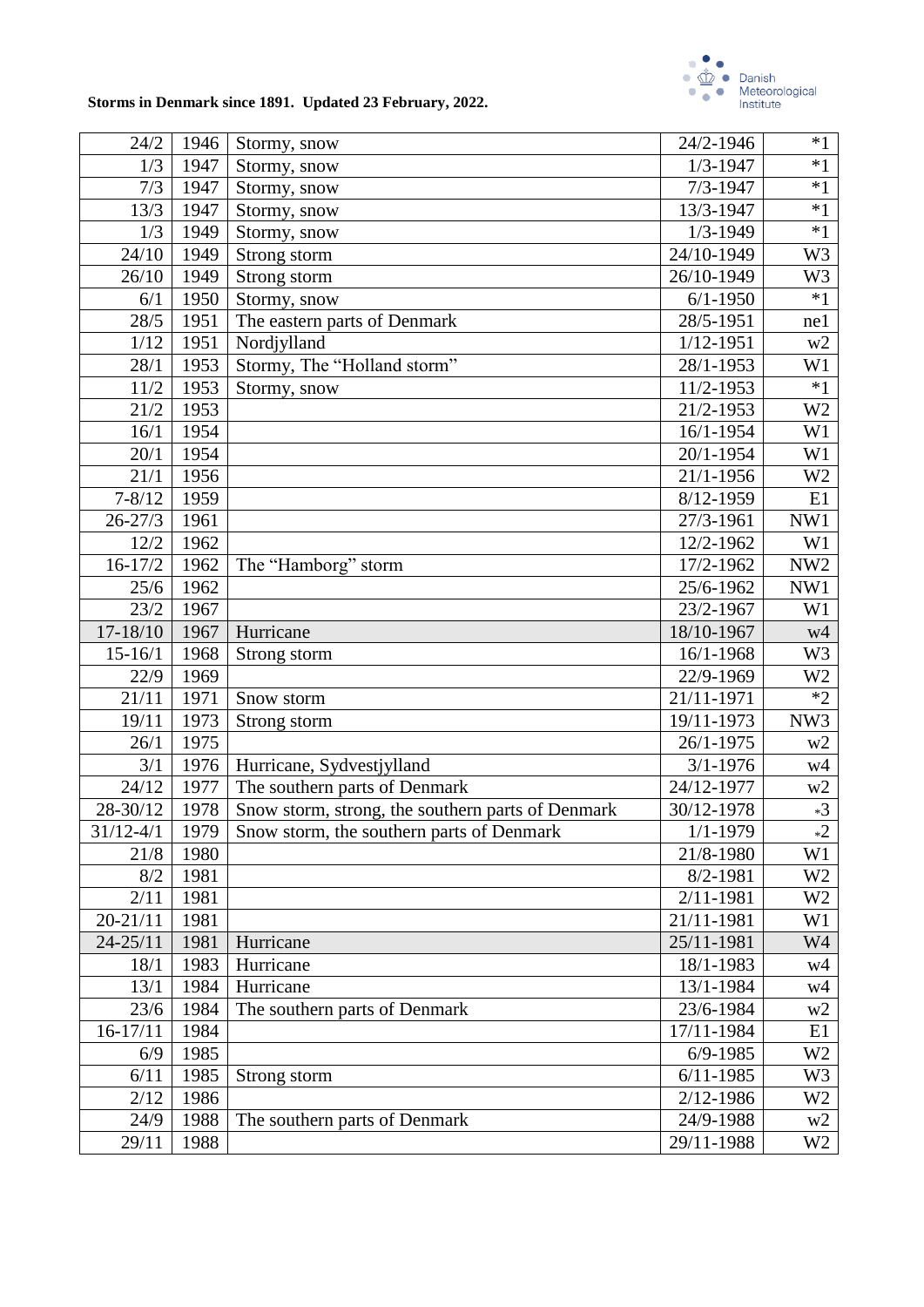**Storms in Denmark since 1891. Updated 23 February, 2022.**

| | | | | |
|---|---|---|---|---|
| 24/2 | 1946 | Stormy, snow | 24/2-1946 | *1 |
| 1/3 | 1947 | Stormy, snow | 1/3-1947 | *1 |
| 7/3 | 1947 | Stormy, snow | 7/3-1947 | *1 |
| 13/3 | 1947 | Stormy, snow | 13/3-1947 | *1 |
| 1/3 | 1949 | Stormy, snow | 1/3-1949 | *1 |
| 24/10 | 1949 | Strong storm | 24/10-1949 | W3 |
| 26/10 | 1949 | Strong storm | 26/10-1949 | W3 |
| 6/1 | 1950 | Stormy, snow | 6/1-1950 | *1 |
| 28/5 | 1951 | The eastern parts of Denmark | 28/5-1951 | ne1 |
| 1/12 | 1951 | Nordjylland | 1/12-1951 | w2 |
| 28/1 | 1953 | Stormy, The "Holland storm" | 28/1-1953 | W1 |
| 11/2 | 1953 | Stormy, snow | 11/2-1953 | *1 |
| 21/2 | 1953 | | 21/2-1953 | W2 |
| 16/1 | 1954 | | 16/1-1954 | W1 |
| 20/1 | 1954 | | 20/1-1954 | W1 |
| 21/1 | 1956 | | 21/1-1956 | W2 |
| 7-8/12 | 1959 | | 8/12-1959 | E1 |
| 26-27/3 | 1961 | | 27/3-1961 | NW1 |
| 12/2 | 1962 | | 12/2-1962 | W1 |
| 16-17/2 | 1962 | The "Hamborg" storm | 17/2-1962 | NW2 |
| 25/6 | 1962 | | 25/6-1962 | NW1 |
| 23/2 | 1967 | | 23/2-1967 | W1 |
| 17-18/10 | 1967 | Hurricane | 18/10-1967 | w4 |
| 15-16/1 | 1968 | Strong storm | 16/1-1968 | W3 |
| 22/9 | 1969 | | 22/9-1969 | W2 |
| 21/11 | 1971 | Snow storm | 21/11-1971 | *2 |
| 19/11 | 1973 | Strong storm | 19/11-1973 | NW3 |
| 26/1 | 1975 | | 26/1-1975 | w2 |
| 3/1 | 1976 | Hurricane, Sydvestjylland | 3/1-1976 | w4 |
| 24/12 | 1977 | The southern parts of Denmark | 24/12-1977 | w2 |
| 28-30/12 | 1978 | Snow storm, strong, the southern parts of Denmark | 30/12-1978 | *3 |
| 31/12-4/1 | 1979 | Snow storm, the southern parts of Denmark | 1/1-1979 | *2 |
| 21/8 | 1980 | | 21/8-1980 | W1 |
| 8/2 | 1981 | | 8/2-1981 | W2 |
| 2/11 | 1981 | | 2/11-1981 | W2 |
| 20-21/11 | 1981 | | 21/11-1981 | W1 |
| 24-25/11 | 1981 | Hurricane | 25/11-1981 | W4 |
| 18/1 | 1983 | Hurricane | 18/1-1983 | w4 |
| 13/1 | 1984 | Hurricane | 13/1-1984 | w4 |
| 23/6 | 1984 | The southern parts of Denmark | 23/6-1984 | w2 |
| 16-17/11 | 1984 | | 17/11-1984 | E1 |
| 6/9 | 1985 | | 6/9-1985 | W2 |
| 6/11 | 1985 | Strong storm | 6/11-1985 | W3 |
| 2/12 | 1986 | | 2/12-1986 | W2 |
| 24/9 | 1988 | The southern parts of Denmark | 24/9-1988 | w2 |
| 29/11 | 1988 | | 29/11-1988 | W2 |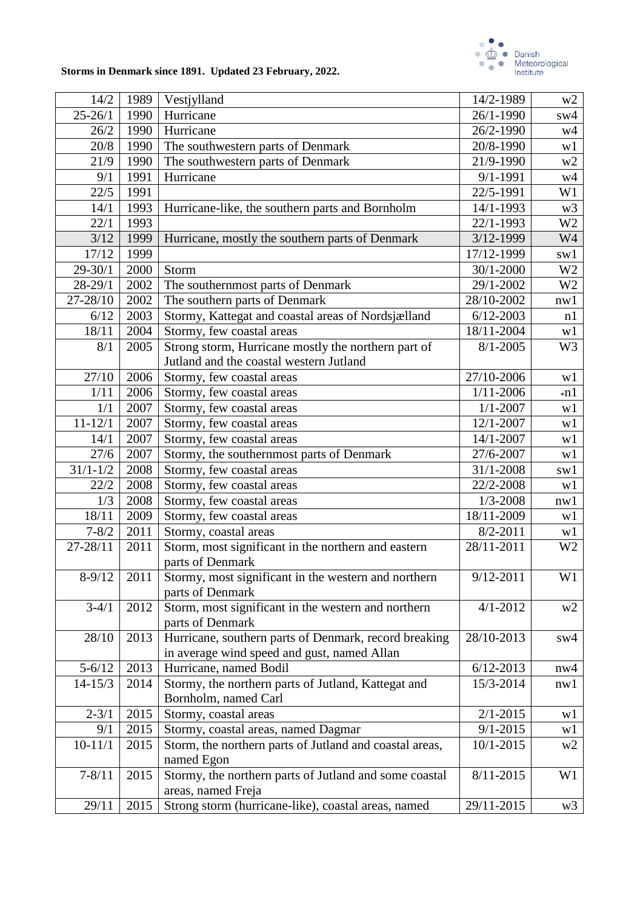**Storms in Denmark since 1891. Updated 23 February, 2022.**

| | | | | |
|---|---|---|---|---|
| 14/2 | 1989 | Vestjylland | 14/2-1989 | w2 |
| 25-26/1 | 1990 | Hurricane | 26/1-1990 | sw4 |
| 26/2 | 1990 | Hurricane | 26/2-1990 | w4 |
| 20/8 | 1990 | The southwestern parts of Denmark | 20/8-1990 | w1 |
| 21/9 | 1990 | The southwestern parts of Denmark | 21/9-1990 | w2 |
| 9/1 | 1991 | Hurricane | 9/1-1991 | w4 |
| 22/5 | 1991 | | 22/5-1991 | W1 |
| 14/1 | 1993 | Hurricane-like, the southern parts and Bornholm | 14/1-1993 | w3 |
| 22/1 | 1993 | | 22/1-1993 | W2 |
| 3/12 | 1999 | Hurricane, mostly the southern parts of Denmark | 3/12-1999 | W4 |
| 17/12 | 1999 | | 17/12-1999 | sw1 |
| 29-30/1 | 2000 | Storm | 30/1-2000 | W2 |
| 28-29/1 | 2002 | The southernmost parts of Denmark | 29/1-2002 | W2 |
| 27-28/10 | 2002 | The southern parts of Denmark | 28/10-2002 | nw1 |
| 6/12 | 2003 | Stormy, Kattegat and coastal areas of Nordsjælland | 6/12-2003 | n1 |
| 18/11 | 2004 | Stormy, few coastal areas | 18/11-2004 | w1 |
| 8/1 | 2005 | Strong storm, Hurricane mostly the northern part of Jutland and the coastal western Jutland | 8/1-2005 | W3 |
| 27/10 | 2006 | Stormy, few coastal areas | 27/10-2006 | w1 |
| 1/11 | 2006 | Stormy, few coastal areas | 1/11-2006 | *n1 |
| 1/1 | 2007 | Stormy, few coastal areas | 1/1-2007 | w1 |
| 11-12/1 | 2007 | Stormy, few coastal areas | 12/1-2007 | w1 |
| 14/1 | 2007 | Stormy, few coastal areas | 14/1-2007 | w1 |
| 27/6 | 2007 | Stormy, the southernmost parts of Denmark | 27/6-2007 | w1 |
| 31/1-1/2 | 2008 | Stormy, few coastal areas | 31/1-2008 | sw1 |
| 22/2 | 2008 | Stormy, few coastal areas | 22/2-2008 | w1 |
| 1/3 | 2008 | Stormy, few coastal areas | 1/3-2008 | nw1 |
| 18/11 | 2009 | Stormy, few coastal areas | 18/11-2009 | w1 |
| 7-8/2 | 2011 | Stormy, coastal areas | 8/2-2011 | w1 |
| 27-28/11 | 2011 | Storm, most significant in the northern and eastern parts of Denmark | 28/11-2011 | W2 |
| 8-9/12 | 2011 | Stormy, most significant in the western and northern parts of Denmark | 9/12-2011 | W1 |
| 3-4/1 | 2012 | Storm, most significant in the western and northern parts of Denmark | 4/1-2012 | w2 |
| 28/10 | 2013 | Hurricane, southern parts of Denmark, record breaking in average wind speed and gust, named Allan | 28/10-2013 | sw4 |
| 5-6/12 | 2013 | Hurricane, named Bodil | 6/12-2013 | nw4 |
| 14-15/3 | 2014 | Stormy, the northern parts of Jutland, Kattegat and Bornholm, named Carl | 15/3-2014 | nw1 |
| 2-3/1 | 2015 | Stormy, coastal areas | 2/1-2015 | w1 |
| 9/1 | 2015 | Stormy, coastal areas, named Dagmar | 9/1-2015 | w1 |
| 10-11/1 | 2015 | Storm, the northern parts of Jutland and coastal areas, named Egon | 10/1-2015 | w2 |
| 7-8/11 | 2015 | Stormy, the northern parts of Jutland and some coastal areas, named Freja | 8/11-2015 | W1 |
| 29/11 | 2015 | Strong storm (hurricane-like), coastal areas, named | 29/11-2015 | w3 |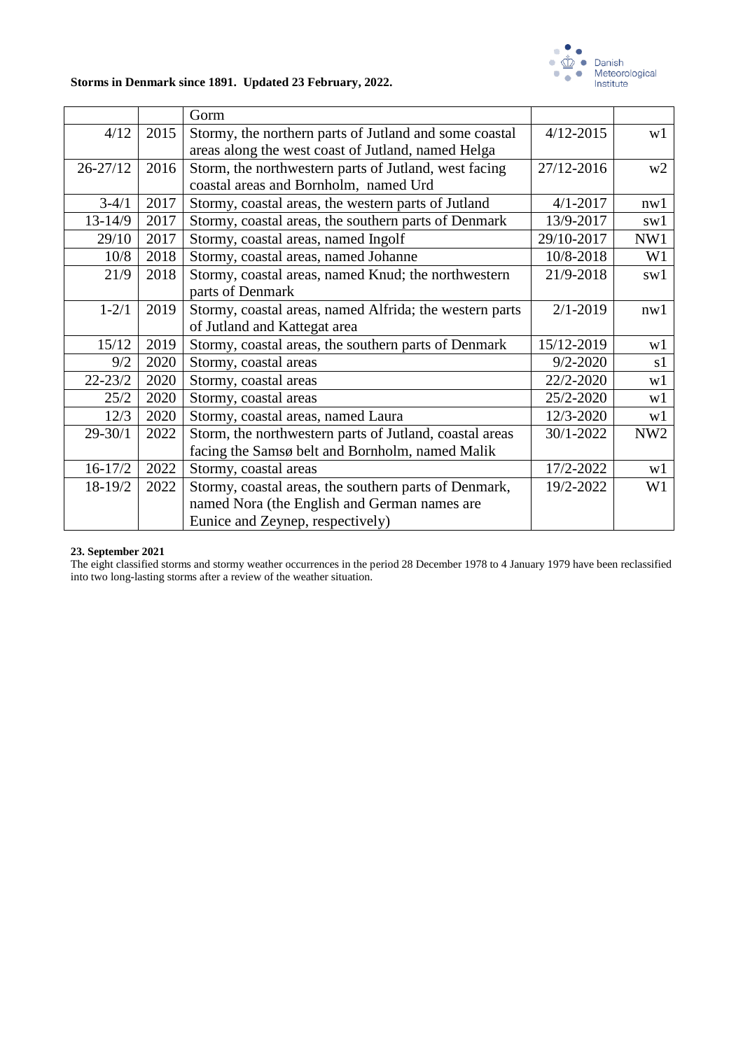**Storms in Denmark since 1891. Updated 23 February, 2022.**

| | | | | |
|---|---|---|---|---|
| | | Gorm | | |
| 4/12 | 2015 | Stormy, the northern parts of Jutland and some coastal areas along the west coast of Jutland, named Helga | 4/12-2015 | w1 |
| 26-27/12 | 2016 | Storm, the northwestern parts of Jutland, west facing coastal areas and Bornholm, named Urd | 27/12-2016 | w2 |
| 3-4/1 | 2017 | Stormy, coastal areas, the western parts of Jutland | 4/1-2017 | nw1 |
| 13-14/9 | 2017 | Stormy, coastal areas, the southern parts of Denmark | 13/9-2017 | sw1 |
| 29/10 | 2017 | Stormy, coastal areas, named Ingolf | 29/10-2017 | NW1 |
| 10/8 | 2018 | Stormy, coastal areas, named Johanne | 10/8-2018 | W1 |
| 21/9 | 2018 | Stormy, coastal areas, named Knud; the northwestern parts of Denmark | 21/9-2018 | sw1 |
| 1-2/1 | 2019 | Stormy, coastal areas, named Alfrida; the western parts of Jutland and Kattegat area | 2/1-2019 | nw1 |
| 15/12 | 2019 | Stormy, coastal areas, the southern parts of Denmark | 15/12-2019 | w1 |
| 9/2 | 2020 | Stormy, coastal areas | 9/2-2020 | s1 |
| 22-23/2 | 2020 | Stormy, coastal areas | 22/2-2020 | w1 |
| 25/2 | 2020 | Stormy, coastal areas | 25/2-2020 | w1 |
| 12/3 | 2020 | Stormy, coastal areas, named Laura | 12/3-2020 | w1 |
| 29-30/1 | 2022 | Storm, the northwestern parts of Jutland, coastal areas facing the Samsø belt and Bornholm, named Malik | 30/1-2022 | NW2 |
| 16-17/2 | 2022 | Stormy, coastal areas | 17/2-2022 | w1 |
| 18-19/2 | 2022 | Stormy, coastal areas, the southern parts of Denmark, named Nora (the English and German names are Eunice and Zeynep, respectively) | 19/2-2022 | W1 |

**23. September 2021**

The eight classified storms and stormy weather occurrences in the period 28 December 1978 to 4 January 1979 have been reclassified into two long-lasting storms after a review of the weather situation.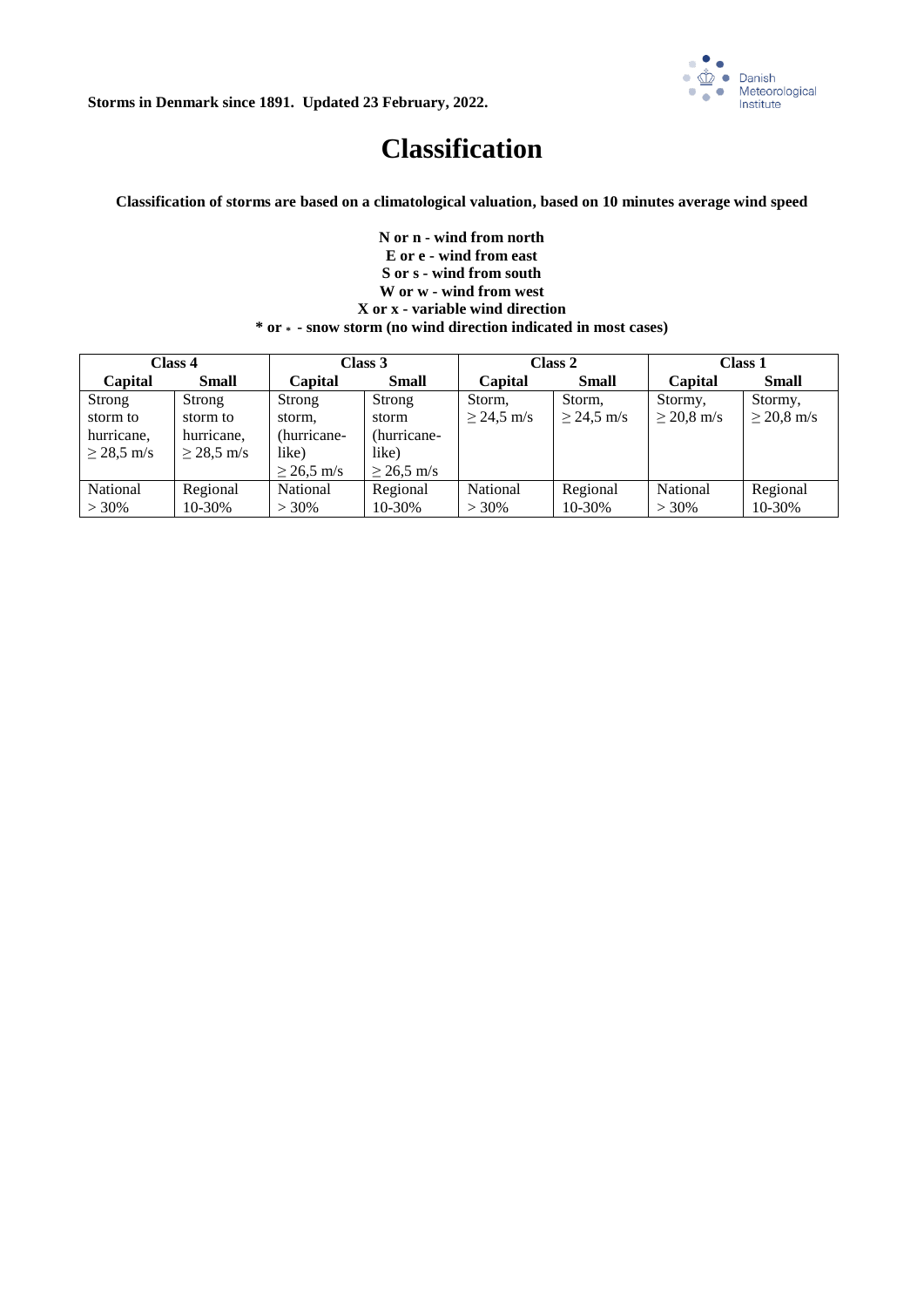**Storms in Denmark since 1891. Updated 23 February, 2022.**

# Classification

**Classification of storms are based on a climatological valuation, based on 10 minutes average wind speed**

**N or n - wind from north**
**E or e - wind from east**
**S or s - wind from south**
**W or w - wind from west**
**X or x - variable wind direction**
**\* or ⁎ - snow storm (no wind direction indicated in most cases)**

| **Class 4** | | **Class 3** | | **Class 2** | | **Class 1** | |
|---|---|---|---|---|---|---|---|
| **Capital** | **Small** | **Capital** | **Small** | **Capital** | **Small** | **Capital** | **Small** |
| Strong storm to hurricane, ≥ 28,5 m/s | Strong storm to hurricane, ≥ 28,5 m/s | Strong storm, (hurricane-like) ≥ 26,5 m/s | Strong storm (hurricane-like) ≥ 26,5 m/s | Storm, ≥ 24,5 m/s | Storm, ≥ 24,5 m/s | Stormy, ≥ 20,8 m/s | Stormy, ≥ 20,8 m/s |
| National > 30% | Regional 10-30% | National > 30% | Regional 10-30% | National > 30% | Regional 10-30% | National > 30% | Regional 10-30% |